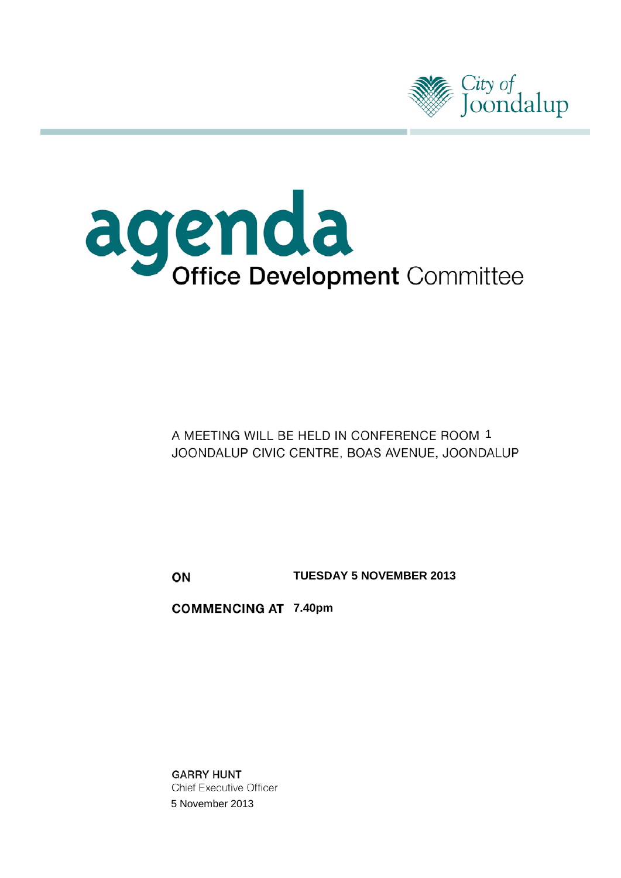City of Joondalup

# agenda

## Office Development Committee

A MEETING WILL BE HELD IN CONFERENCE ROOM 1
JOONDALUP CIVIC CENTRE, BOAS AVENUE, JOONDALUP

**ON** **TUESDAY 5 NOVEMBER 2013**

**COMMENCING AT** **7.40pm**

**GARRY HUNT**
Chief Executive Officer
5 November 2013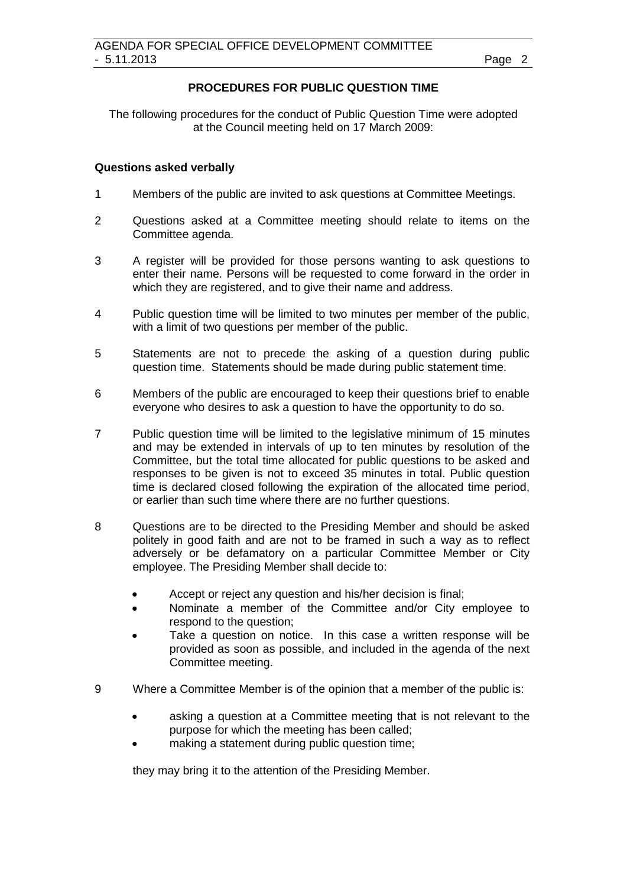## PROCEDURES FOR PUBLIC QUESTION TIME

The following procedures for the conduct of Public Question Time were adopted at the Council meeting held on 17 March 2009:

### Questions asked verbally

1 Members of the public are invited to ask questions at Committee Meetings.

2 Questions asked at a Committee meeting should relate to items on the Committee agenda.

3 A register will be provided for those persons wanting to ask questions to enter their name. Persons will be requested to come forward in the order in which they are registered, and to give their name and address.

4 Public question time will be limited to two minutes per member of the public, with a limit of two questions per member of the public.

5 Statements are not to precede the asking of a question during public question time. Statements should be made during public statement time.

6 Members of the public are encouraged to keep their questions brief to enable everyone who desires to ask a question to have the opportunity to do so.

7 Public question time will be limited to the legislative minimum of 15 minutes and may be extended in intervals of up to ten minutes by resolution of the Committee, but the total time allocated for public questions to be asked and responses to be given is not to exceed 35 minutes in total. Public question time is declared closed following the expiration of the allocated time period, or earlier than such time where there are no further questions.

8 Questions are to be directed to the Presiding Member and should be asked politely in good faith and are not to be framed in such a way as to reflect adversely or be defamatory on a particular Committee Member or City employee. The Presiding Member shall decide to:

- Accept or reject any question and his/her decision is final;
- Nominate a member of the Committee and/or City employee to respond to the question;
- Take a question on notice. In this case a written response will be provided as soon as possible, and included in the agenda of the next Committee meeting.

9 Where a Committee Member is of the opinion that a member of the public is:

- asking a question at a Committee meeting that is not relevant to the purpose for which the meeting has been called;
- making a statement during public question time;

they may bring it to the attention of the Presiding Member.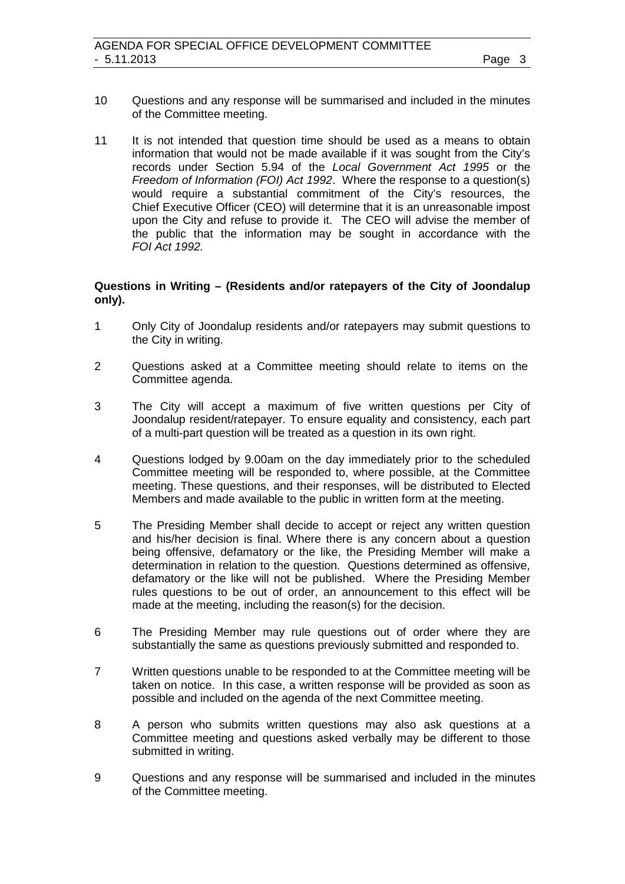10 Questions and any response will be summarised and included in the minutes of the Committee meeting.

11 It is not intended that question time should be used as a means to obtain information that would not be made available if it was sought from the City's records under Section 5.94 of the *Local Government Act 1995* or the *Freedom of Information (FOI) Act 1992*. Where the response to a question(s) would require a substantial commitment of the City's resources, the Chief Executive Officer (CEO) will determine that it is an unreasonable impost upon the City and refuse to provide it. The CEO will advise the member of the public that the information may be sought in accordance with the *FOI Act 1992.*

**Questions in Writing – (Residents and/or ratepayers of the City of Joondalup only).**

1 Only City of Joondalup residents and/or ratepayers may submit questions to the City in writing.

2 Questions asked at a Committee meeting should relate to items on the Committee agenda.

3 The City will accept a maximum of five written questions per City of Joondalup resident/ratepayer. To ensure equality and consistency, each part of a multi-part question will be treated as a question in its own right.

4 Questions lodged by 9.00am on the day immediately prior to the scheduled Committee meeting will be responded to, where possible, at the Committee meeting. These questions, and their responses, will be distributed to Elected Members and made available to the public in written form at the meeting.

5 The Presiding Member shall decide to accept or reject any written question and his/her decision is final. Where there is any concern about a question being offensive, defamatory or the like, the Presiding Member will make a determination in relation to the question. Questions determined as offensive, defamatory or the like will not be published. Where the Presiding Member rules questions to be out of order, an announcement to this effect will be made at the meeting, including the reason(s) for the decision.

6 The Presiding Member may rule questions out of order where they are substantially the same as questions previously submitted and responded to.

7 Written questions unable to be responded to at the Committee meeting will be taken on notice. In this case, a written response will be provided as soon as possible and included on the agenda of the next Committee meeting.

8 A person who submits written questions may also ask questions at a Committee meeting and questions asked verbally may be different to those submitted in writing.

9 Questions and any response will be summarised and included in the minutes of the Committee meeting.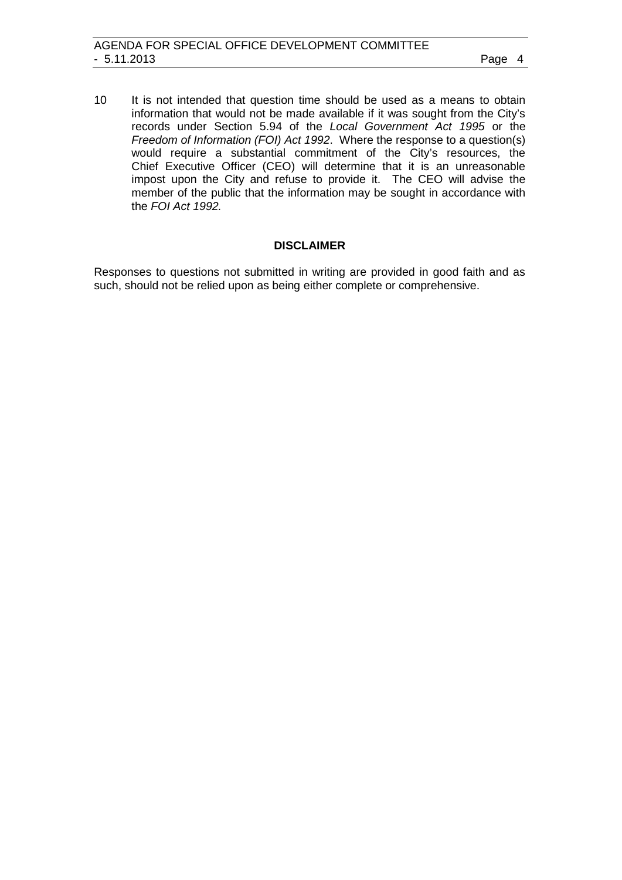10 It is not intended that question time should be used as a means to obtain information that would not be made available if it was sought from the City's records under Section 5.94 of the *Local Government Act 1995* or the *Freedom of Information (FOI) Act 1992*. Where the response to a question(s) would require a substantial commitment of the City's resources, the Chief Executive Officer (CEO) will determine that it is an unreasonable impost upon the City and refuse to provide it. The CEO will advise the member of the public that the information may be sought in accordance with the *FOI Act 1992.*

**DISCLAIMER**

Responses to questions not submitted in writing are provided in good faith and as such, should not be relied upon as being either complete or comprehensive.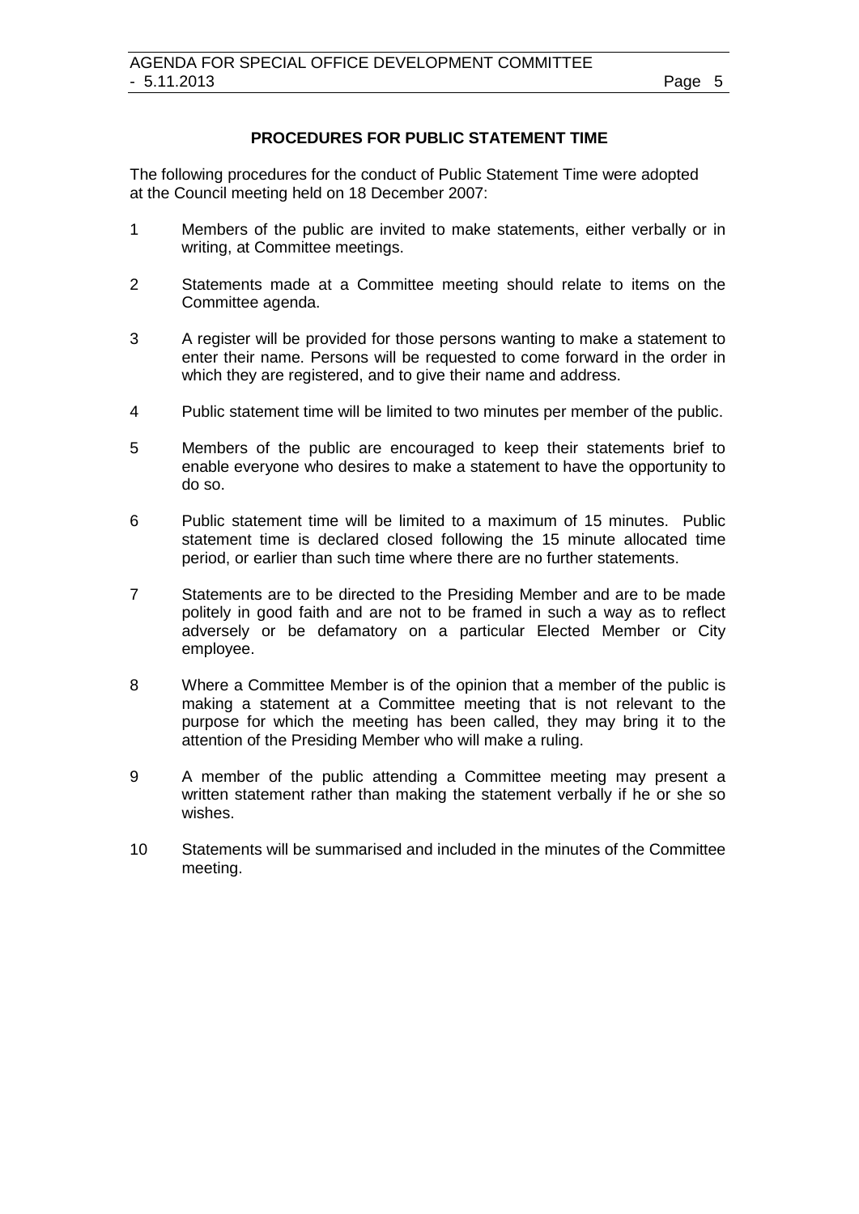## PROCEDURES FOR PUBLIC STATEMENT TIME

The following procedures for the conduct of Public Statement Time were adopted at the Council meeting held on 18 December 2007:

1. Members of the public are invited to make statements, either verbally or in writing, at Committee meetings.
2. Statements made at a Committee meeting should relate to items on the Committee agenda.
3. A register will be provided for those persons wanting to make a statement to enter their name. Persons will be requested to come forward in the order in which they are registered, and to give their name and address.
4. Public statement time will be limited to two minutes per member of the public.
5. Members of the public are encouraged to keep their statements brief to enable everyone who desires to make a statement to have the opportunity to do so.
6. Public statement time will be limited to a maximum of 15 minutes. Public statement time is declared closed following the 15 minute allocated time period, or earlier than such time where there are no further statements.
7. Statements are to be directed to the Presiding Member and are to be made politely in good faith and are not to be framed in such a way as to reflect adversely or be defamatory on a particular Elected Member or City employee.
8. Where a Committee Member is of the opinion that a member of the public is making a statement at a Committee meeting that is not relevant to the purpose for which the meeting has been called, they may bring it to the attention of the Presiding Member who will make a ruling.
9. A member of the public attending a Committee meeting may present a written statement rather than making the statement verbally if he or she so wishes.
10. Statements will be summarised and included in the minutes of the Committee meeting.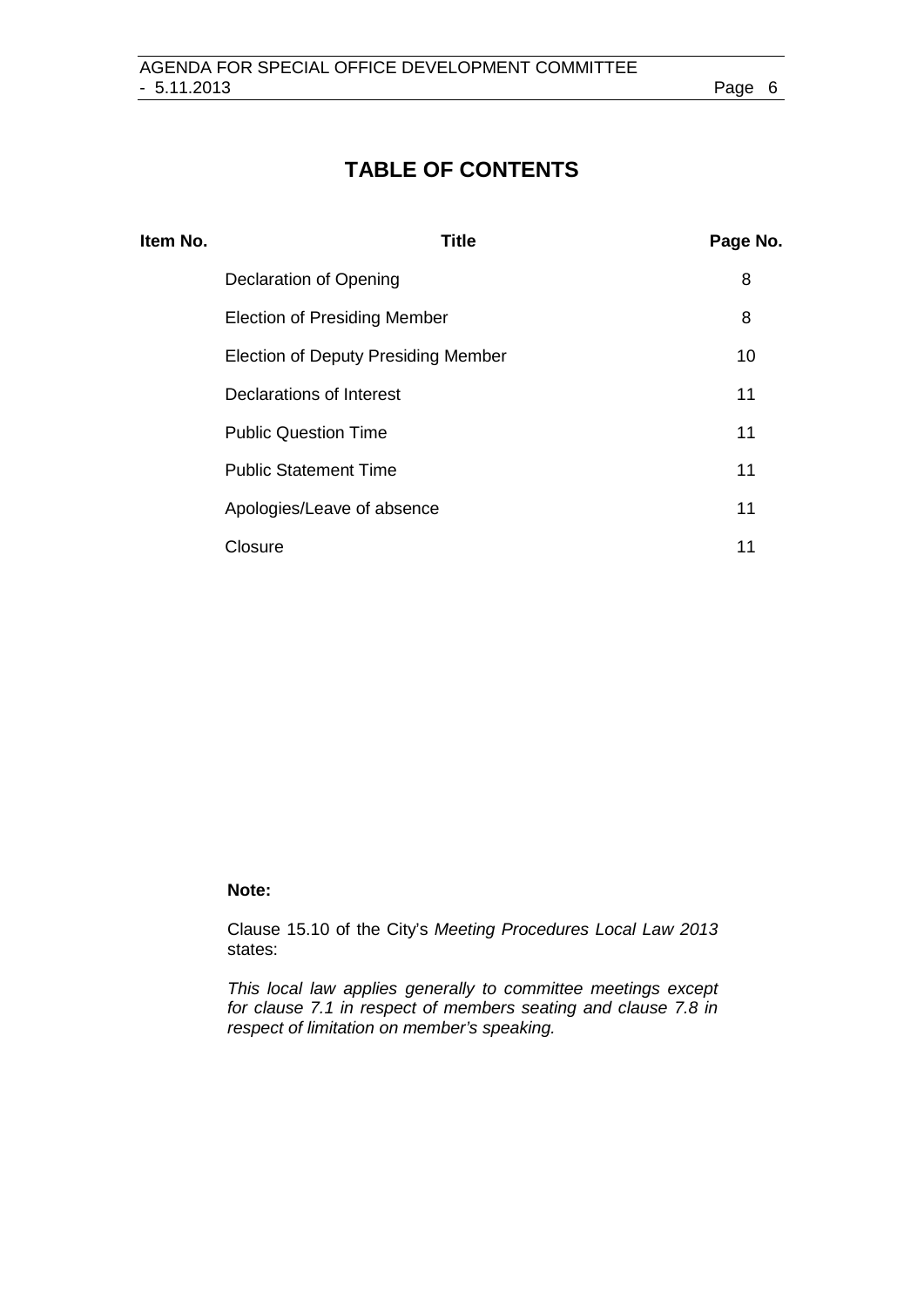# TABLE OF CONTENTS

| Item No. | Title | Page No. |
| --- | --- | --- |
| | Declaration of Opening | 8 |
| | Election of Presiding Member | 8 |
| | Election of Deputy Presiding Member | 10 |
| | Declarations of Interest | 11 |
| | Public Question Time | 11 |
| | Public Statement Time | 11 |
| | Apologies/Leave of absence | 11 |
| | Closure | 11 |

**Note:**

Clause 15.10 of the City's *Meeting Procedures Local Law 2013* states:

*This local law applies generally to committee meetings except for clause 7.1 in respect of members seating and clause 7.8 in respect of limitation on member's speaking.*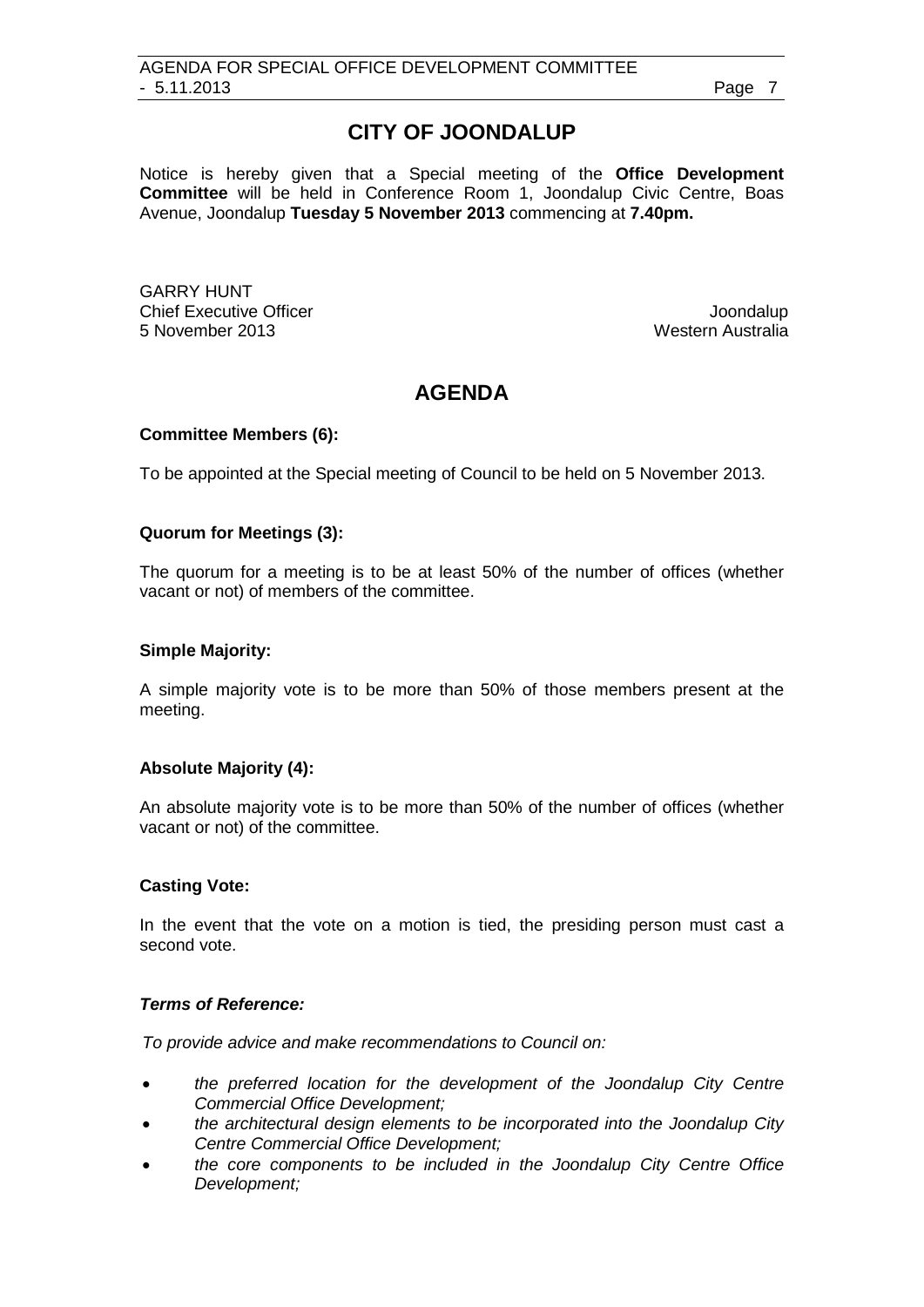# CITY OF JOONDALUP

Notice is hereby given that a Special meeting of the **Office Development Committee** will be held in Conference Room 1, Joondalup Civic Centre, Boas Avenue, Joondalup **Tuesday 5 November 2013** commencing at **7.40pm.**

GARRY HUNT
Chief Executive Officer
5 November 2013

Joondalup
Western Australia

# AGENDA

**Committee Members (6):**

To be appointed at the Special meeting of Council to be held on 5 November 2013.

**Quorum for Meetings (3):**

The quorum for a meeting is to be at least 50% of the number of offices (whether vacant or not) of members of the committee.

**Simple Majority:**

A simple majority vote is to be more than 50% of those members present at the meeting.

**Absolute Majority (4):**

An absolute majority vote is to be more than 50% of the number of offices (whether vacant or not) of the committee.

**Casting Vote:**

In the event that the vote on a motion is tied, the presiding person must cast a second vote.

***Terms of Reference:***

*To provide advice and make recommendations to Council on:*

- *the preferred location for the development of the Joondalup City Centre Commercial Office Development;*
- *the architectural design elements to be incorporated into the Joondalup City Centre Commercial Office Development;*
- *the core components to be included in the Joondalup City Centre Office Development;*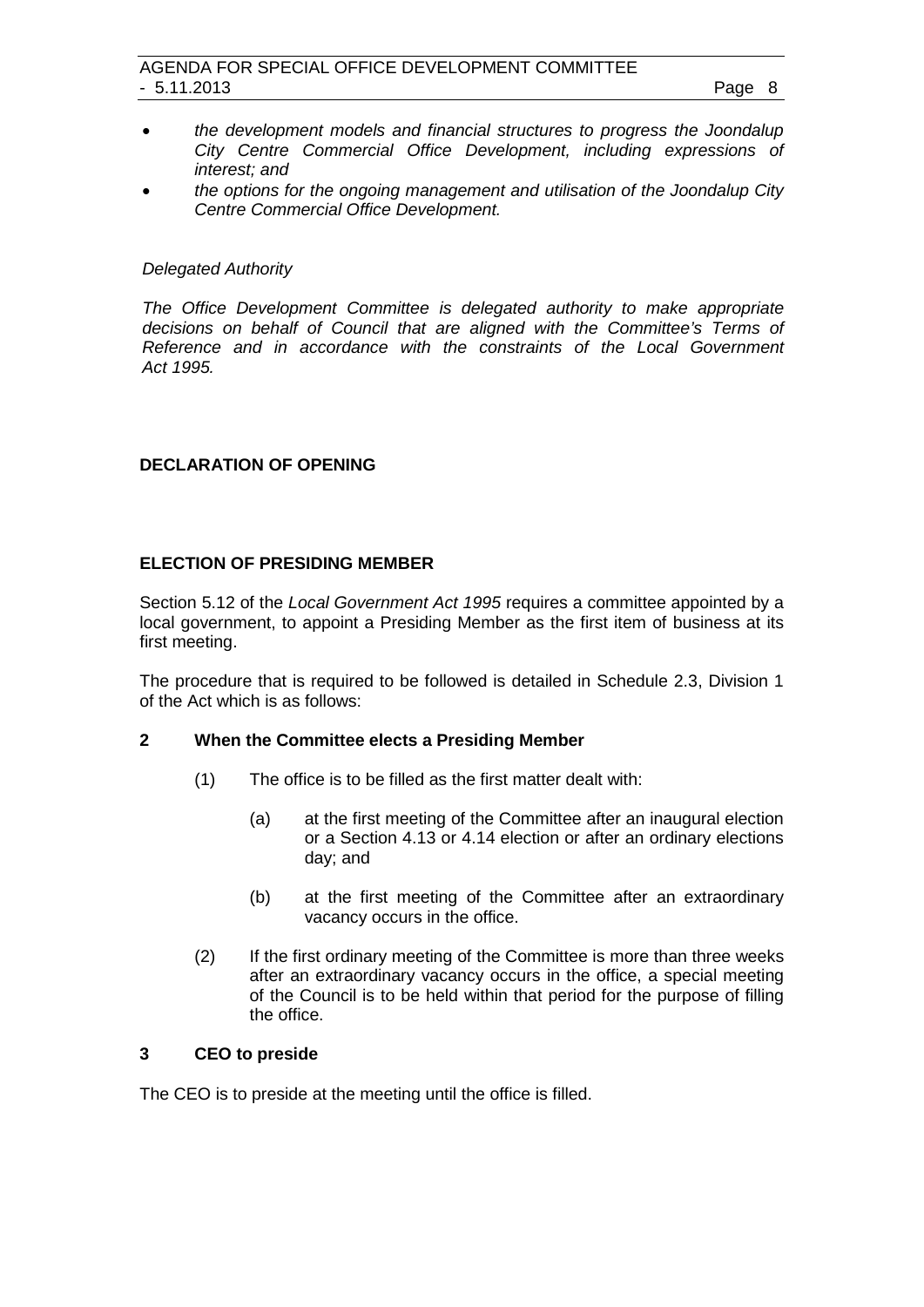- *the development models and financial structures to progress the Joondalup City Centre Commercial Office Development, including expressions of interest; and*
- *the options for the ongoing management and utilisation of the Joondalup City Centre Commercial Office Development.*

*Delegated Authority*

*The Office Development Committee is delegated authority to make appropriate decisions on behalf of Council that are aligned with the Committee's Terms of Reference and in accordance with the constraints of the Local Government Act 1995.*

## DECLARATION OF OPENING

## ELECTION OF PRESIDING MEMBER

Section 5.12 of the *Local Government Act 1995* requires a committee appointed by a local government, to appoint a Presiding Member as the first item of business at its first meeting.

The procedure that is required to be followed is detailed in Schedule 2.3, Division 1 of the Act which is as follows:

### 2 When the Committee elects a Presiding Member

(1) The office is to be filled as the first matter dealt with:

  (a) at the first meeting of the Committee after an inaugural election or a Section 4.13 or 4.14 election or after an ordinary elections day; and

  (b) at the first meeting of the Committee after an extraordinary vacancy occurs in the office.

(2) If the first ordinary meeting of the Committee is more than three weeks after an extraordinary vacancy occurs in the office, a special meeting of the Council is to be held within that period for the purpose of filling the office.

### 3 CEO to preside

The CEO is to preside at the meeting until the office is filled.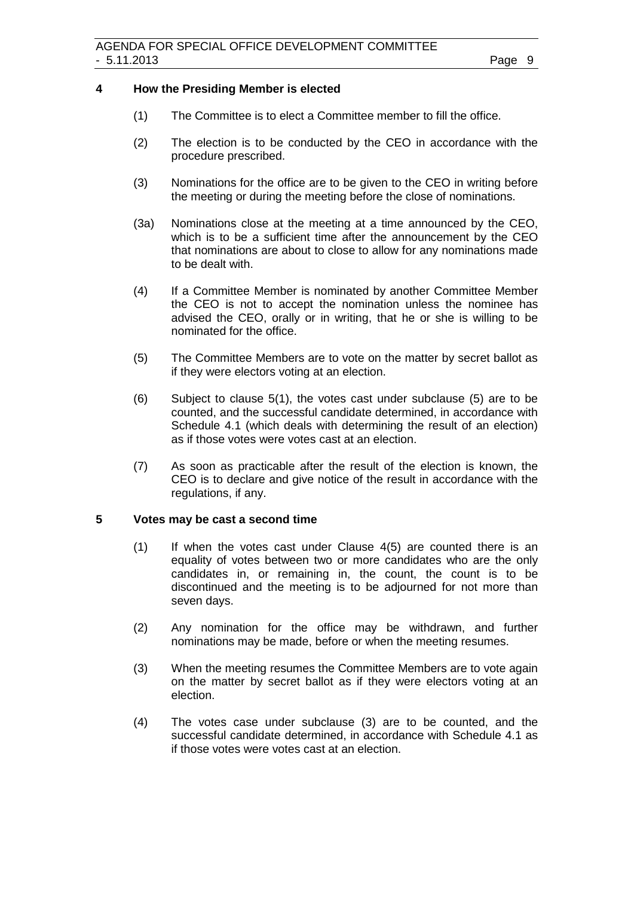## 4 How the Presiding Member is elected

(1) The Committee is to elect a Committee member to fill the office.

(2) The election is to be conducted by the CEO in accordance with the procedure prescribed.

(3) Nominations for the office are to be given to the CEO in writing before the meeting or during the meeting before the close of nominations.

(3a) Nominations close at the meeting at a time announced by the CEO, which is to be a sufficient time after the announcement by the CEO that nominations are about to close to allow for any nominations made to be dealt with.

(4) If a Committee Member is nominated by another Committee Member the CEO is not to accept the nomination unless the nominee has advised the CEO, orally or in writing, that he or she is willing to be nominated for the office.

(5) The Committee Members are to vote on the matter by secret ballot as if they were electors voting at an election.

(6) Subject to clause 5(1), the votes cast under subclause (5) are to be counted, and the successful candidate determined, in accordance with Schedule 4.1 (which deals with determining the result of an election) as if those votes were votes cast at an election.

(7) As soon as practicable after the result of the election is known, the CEO is to declare and give notice of the result in accordance with the regulations, if any.

## 5 Votes may be cast a second time

(1) If when the votes cast under Clause 4(5) are counted there is an equality of votes between two or more candidates who are the only candidates in, or remaining in, the count, the count is to be discontinued and the meeting is to be adjourned for not more than seven days.

(2) Any nomination for the office may be withdrawn, and further nominations may be made, before or when the meeting resumes.

(3) When the meeting resumes the Committee Members are to vote again on the matter by secret ballot as if they were electors voting at an election.

(4) The votes case under subclause (3) are to be counted, and the successful candidate determined, in accordance with Schedule 4.1 as if those votes were votes cast at an election.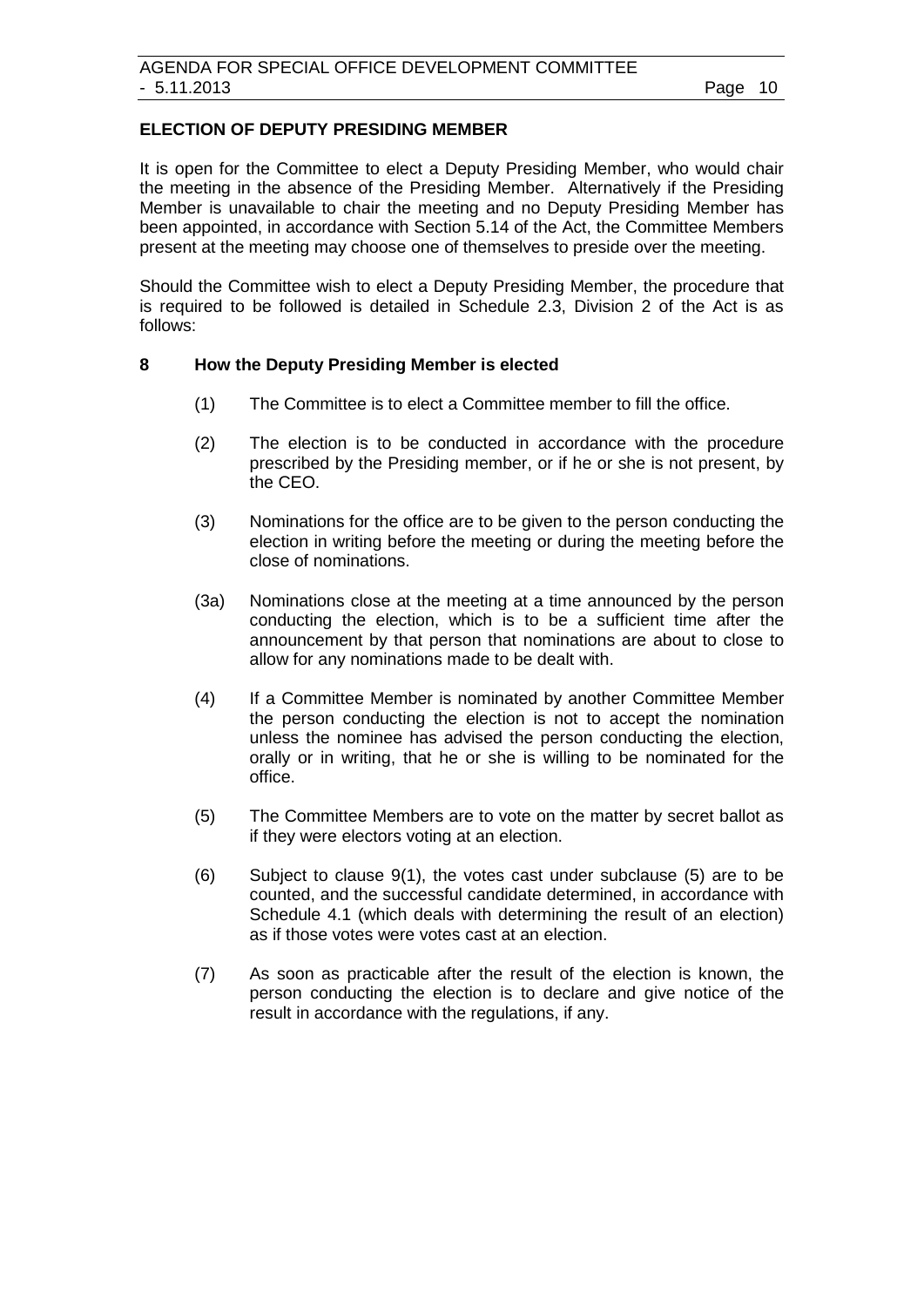## ELECTION OF DEPUTY PRESIDING MEMBER

It is open for the Committee to elect a Deputy Presiding Member, who would chair the meeting in the absence of the Presiding Member. Alternatively if the Presiding Member is unavailable to chair the meeting and no Deputy Presiding Member has been appointed, in accordance with Section 5.14 of the Act, the Committee Members present at the meeting may choose one of themselves to preside over the meeting.

Should the Committee wish to elect a Deputy Presiding Member, the procedure that is required to be followed is detailed in Schedule 2.3, Division 2 of the Act is as follows:

### 8 How the Deputy Presiding Member is elected

(1) The Committee is to elect a Committee member to fill the office.

(2) The election is to be conducted in accordance with the procedure prescribed by the Presiding member, or if he or she is not present, by the CEO.

(3) Nominations for the office are to be given to the person conducting the election in writing before the meeting or during the meeting before the close of nominations.

(3a) Nominations close at the meeting at a time announced by the person conducting the election, which is to be a sufficient time after the announcement by that person that nominations are about to close to allow for any nominations made to be dealt with.

(4) If a Committee Member is nominated by another Committee Member the person conducting the election is not to accept the nomination unless the nominee has advised the person conducting the election, orally or in writing, that he or she is willing to be nominated for the office.

(5) The Committee Members are to vote on the matter by secret ballot as if they were electors voting at an election.

(6) Subject to clause 9(1), the votes cast under subclause (5) are to be counted, and the successful candidate determined, in accordance with Schedule 4.1 (which deals with determining the result of an election) as if those votes were votes cast at an election.

(7) As soon as practicable after the result of the election is known, the person conducting the election is to declare and give notice of the result in accordance with the regulations, if any.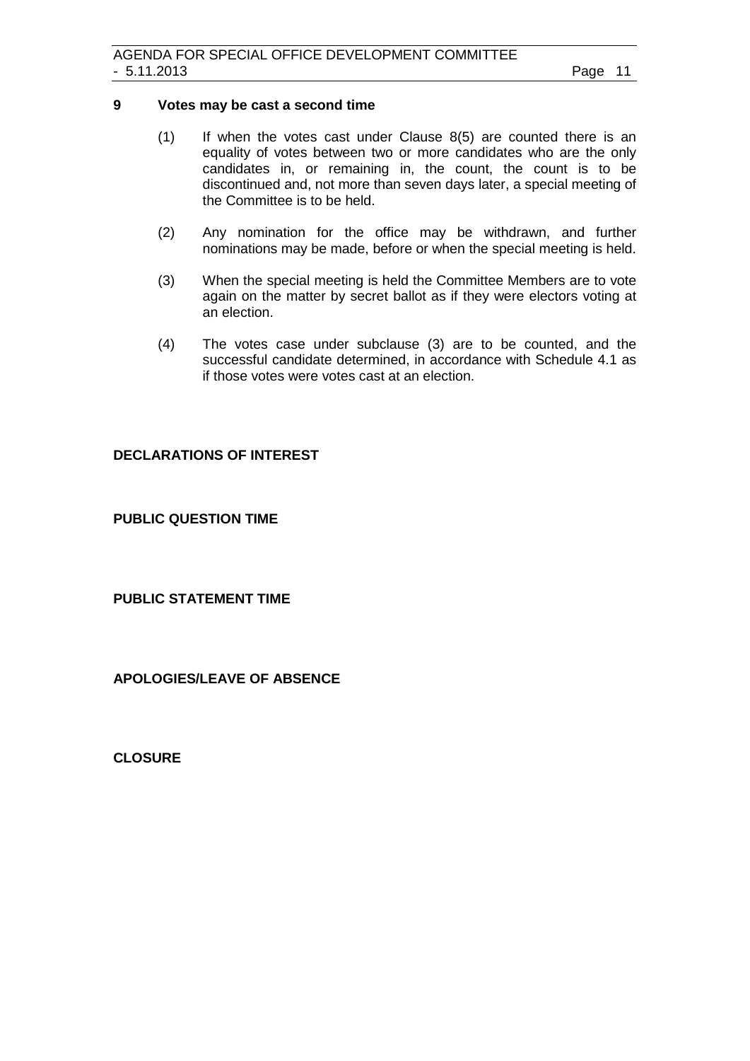**9 Votes may be cast a second time**

(1) If when the votes cast under Clause 8(5) are counted there is an equality of votes between two or more candidates who are the only candidates in, or remaining in, the count, the count is to be discontinued and, not more than seven days later, a special meeting of the Committee is to be held.

(2) Any nomination for the office may be withdrawn, and further nominations may be made, before or when the special meeting is held.

(3) When the special meeting is held the Committee Members are to vote again on the matter by secret ballot as if they were electors voting at an election.

(4) The votes case under subclause (3) are to be counted, and the successful candidate determined, in accordance with Schedule 4.1 as if those votes were votes cast at an election.

## DECLARATIONS OF INTEREST

## PUBLIC QUESTION TIME

## PUBLIC STATEMENT TIME

## APOLOGIES/LEAVE OF ABSENCE

## CLOSURE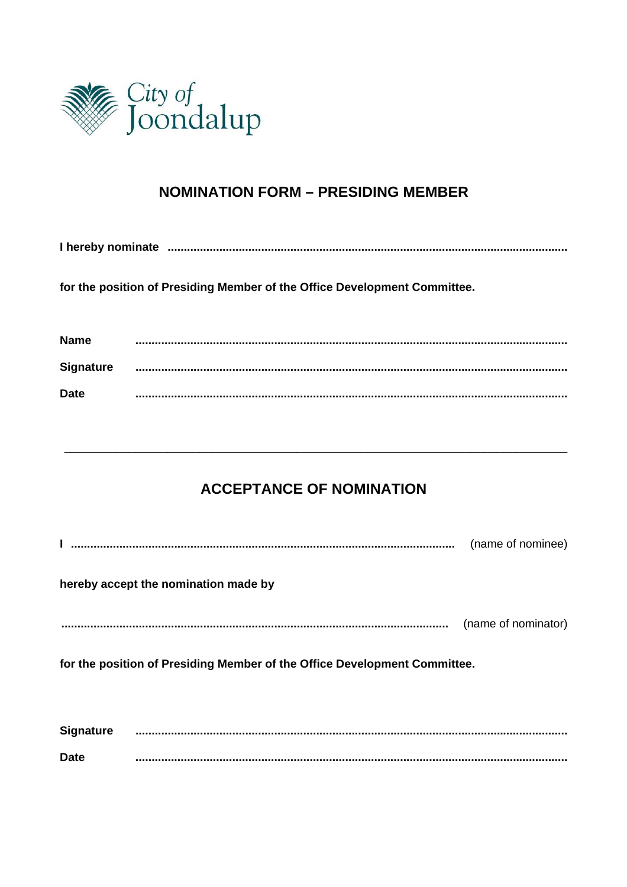City of Joondalup

## NOMINATION FORM – PRESIDING MEMBER

**I hereby nominate ..........................................................................................................................**

**for the position of Presiding Member of the Office Development Committee.**

**Name** ..........................................................................................................................

**Signature** ..........................................................................................................................

**Date** ..........................................................................................................................

---

## ACCEPTANCE OF NOMINATION

**I ..........................................................................................................................** (name of nominee)

**hereby accept the nomination made by**

**..........................................................................................................................** (name of nominator)

**for the position of Presiding Member of the Office Development Committee.**

**Signature** ..........................................................................................................................

**Date** ..........................................................................................................................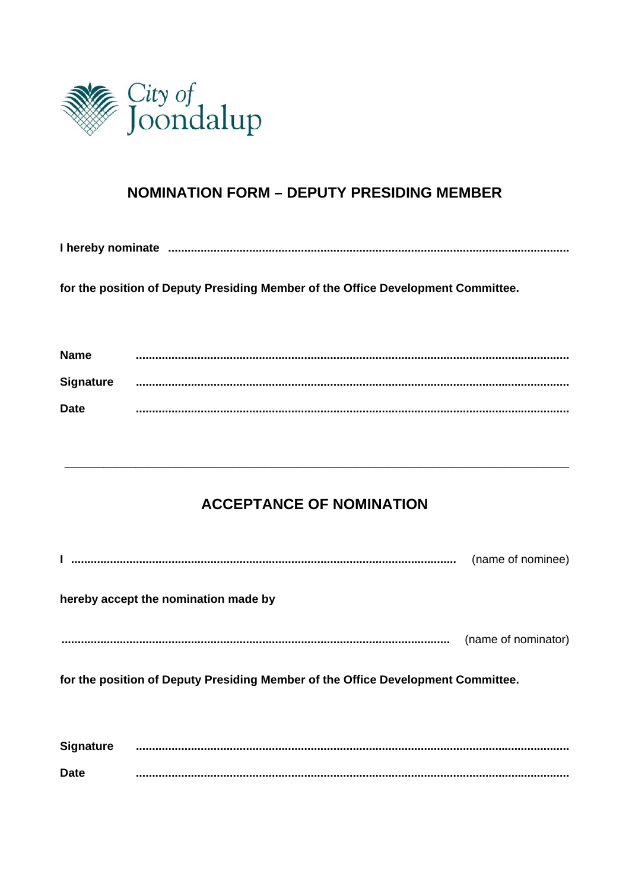City of Joondalup

## NOMINATION FORM – DEPUTY PRESIDING MEMBER

**I hereby nominate** ..........................................................................................................................

**for the position of Deputy Presiding Member of the Office Development Committee.**

**Name** ..........................................................................................................................

**Signature** ..........................................................................................................................

**Date** ..........................................................................................................................

---

## ACCEPTANCE OF NOMINATION

**I** .................................................................................................................... (name of nominee)

**hereby accept the nomination made by**

.................................................................................................................... (name of nominator)

**for the position of Deputy Presiding Member of the Office Development Committee.**

**Signature** ..........................................................................................................................

**Date** ..........................................................................................................................